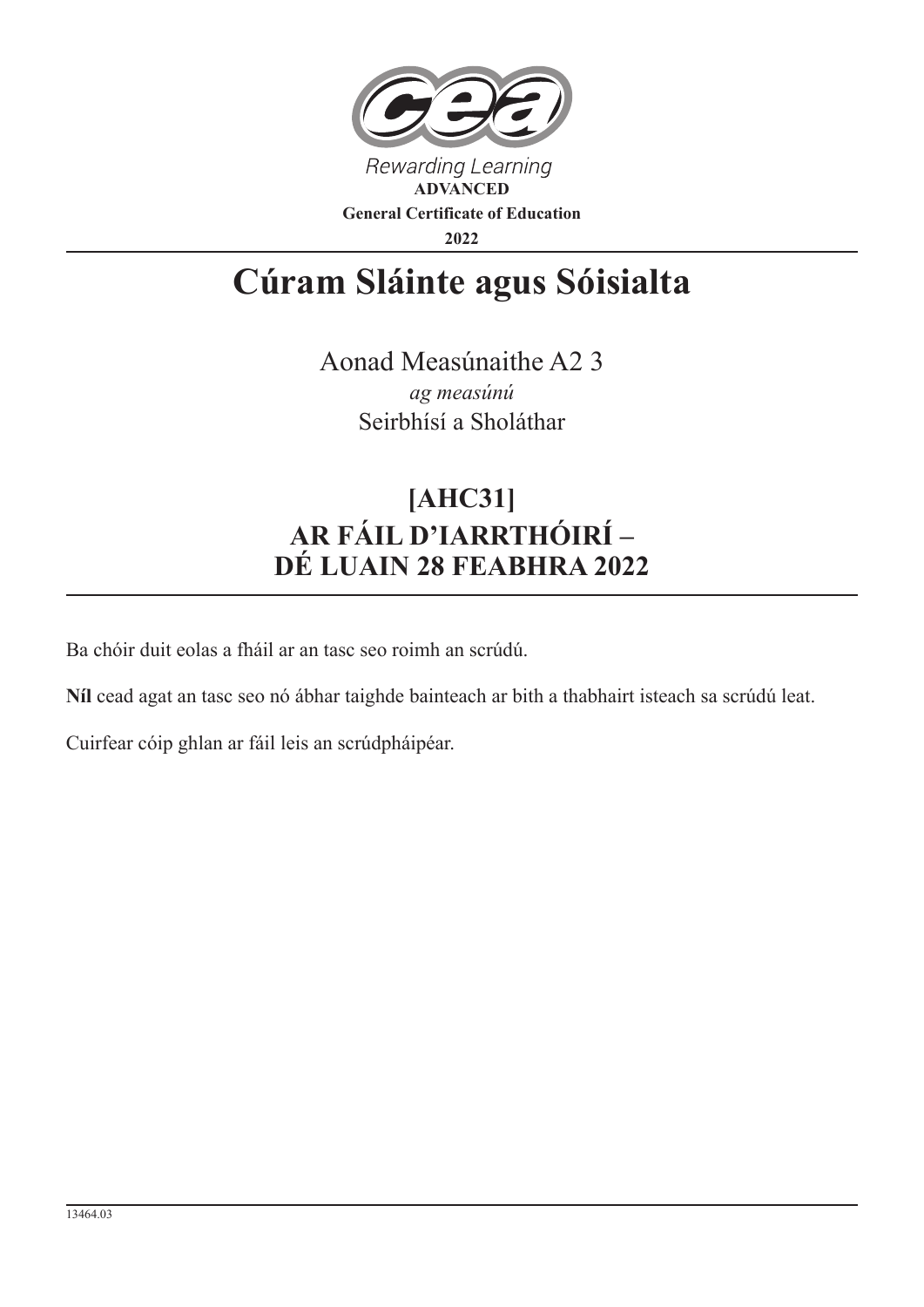Rewarding Learning

**ADVANCED**

**General Certificate of Education**

**2022**

# Cúram Sláinte agus Sóisialta

Aonad Measúnaithe A2 3

*ag measúnú*

Seirbhísí a Sholáthar

## [AHC31]
## AR FÁIL D'IARRTHÓIRÍ –
## DÉ LUAIN 28 FEABHRA 2022

Ba chóir duit eolas a fháil ar an tasc seo roimh an scrúdú.

**Níl** cead agat an tasc seo nó ábhar taighde bainteach ar bith a thabhairt isteach sa scrúdú leat.

Cuirfear cóip ghlan ar fáil leis an scrúdpháipéar.

13464.03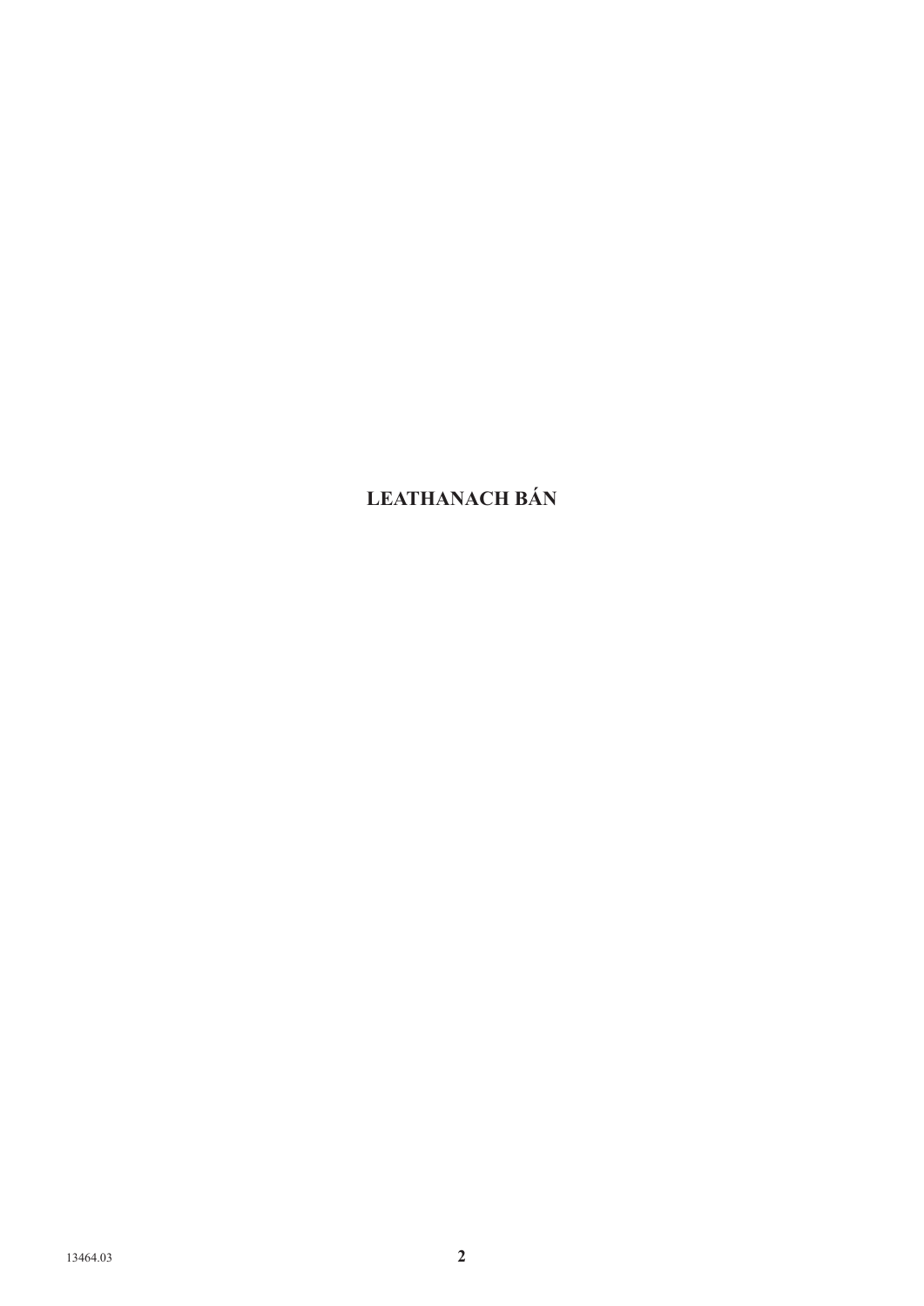**LEATHANACH BÁN**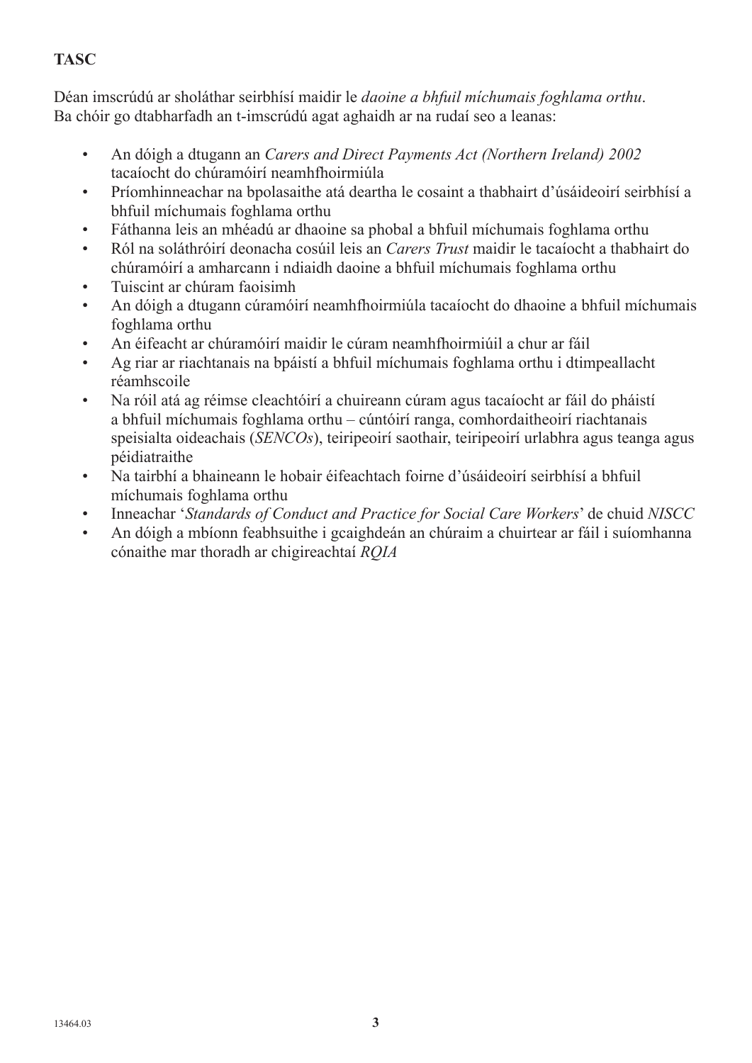**TASC**

Déan imscrúdú ar sholáthar seirbhísí maidir le *daoine a bhfuil míchumais foghlama orthu*.
Ba chóir go dtabharfadh an t-imscrúdú agat aghaidh ar na rudaí seo a leanas:

- An dóigh a dtugann an *Carers and Direct Payments Act (Northern Ireland) 2002* tacaíocht do chúramóirí neamhfhoirmiúla
- Príomhinneachar na bpolasaithe atá deartha le cosaint a thabhairt d'úsáideoirí seirbhísí a bhfuil míchumais foghlama orthu
- Fáthanna leis an mhéadú ar dhaoine sa phobal a bhfuil míchumais foghlama orthu
- Ról na soláthróirí deonacha cosúil leis an *Carers Trust* maidir le tacaíocht a thabhairt do chúramóirí a amharcann i ndiaidh daoine a bhfuil míchumais foghlama orthu
- Tuiscint ar chúram faoisimh
- An dóigh a dtugann cúramóirí neamhfhoirmiúla tacaíocht do dhaoine a bhfuil míchumais foghlama orthu
- An éifeacht ar chúramóirí maidir le cúram neamhfhoirmiúil a chur ar fáil
- Ag riar ar riachtanais na bpáistí a bhfuil míchumais foghlama orthu i dtimpeallacht réamhscoile
- Na róil atá ag réimse cleachtóirí a chuireann cúram agus tacaíocht ar fáil do pháistí a bhfuil míchumais foghlama orthu – cúntóirí ranga, comhordaitheoirí riachtanais speisialta oideachais (*SENCOs*), teiripeoirí saothair, teiripeoirí urlabhra agus teanga agus péidiatraithe
- Na tairbhí a bhaineann le hobair éifeachtach foirne d'úsáideoirí seirbhísí a bhfuil míchumais foghlama orthu
- Inneachar '*Standards of Conduct and Practice for Social Care Workers*' de chuid *NISCC*
- An dóigh a mbíonn feabhsuithe i gcaighdeán an chúraim a chuirtear ar fáil i suíomhanna cónaithe mar thoradh ar chigireachtaí *RQIA*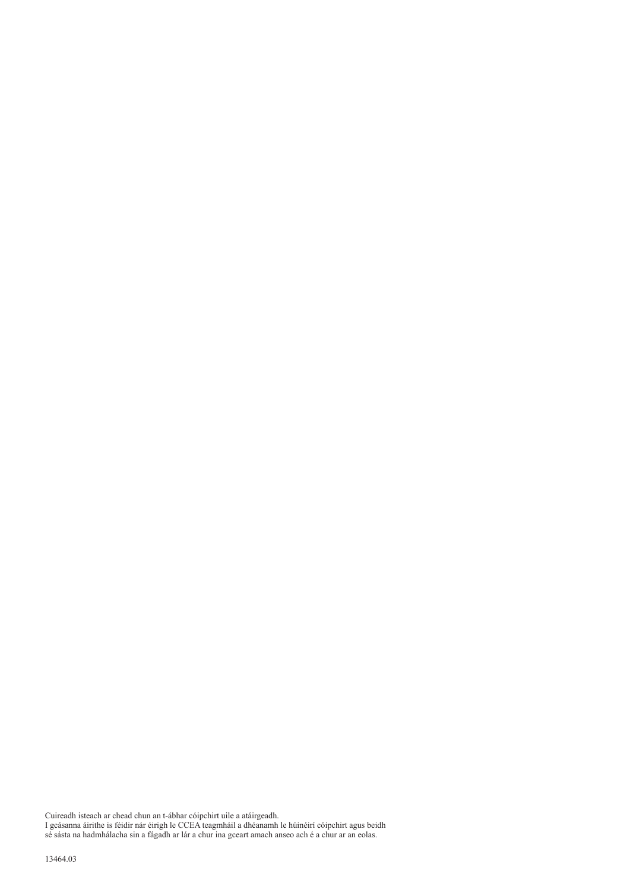Cuireadh isteach ar chead chun an t-ábhar cóipchirt uile a atáirgeadh.
I gcásanna áirithe is féidir nár éirigh le CCEA teagmháil a dhéanamh le húinéirí cóipchirt agus beidh sé sásta na hadmhálacha sin a fágadh ar lár a chur ina gceart amach anseo ach é a chur ar an eolas.

13464.03